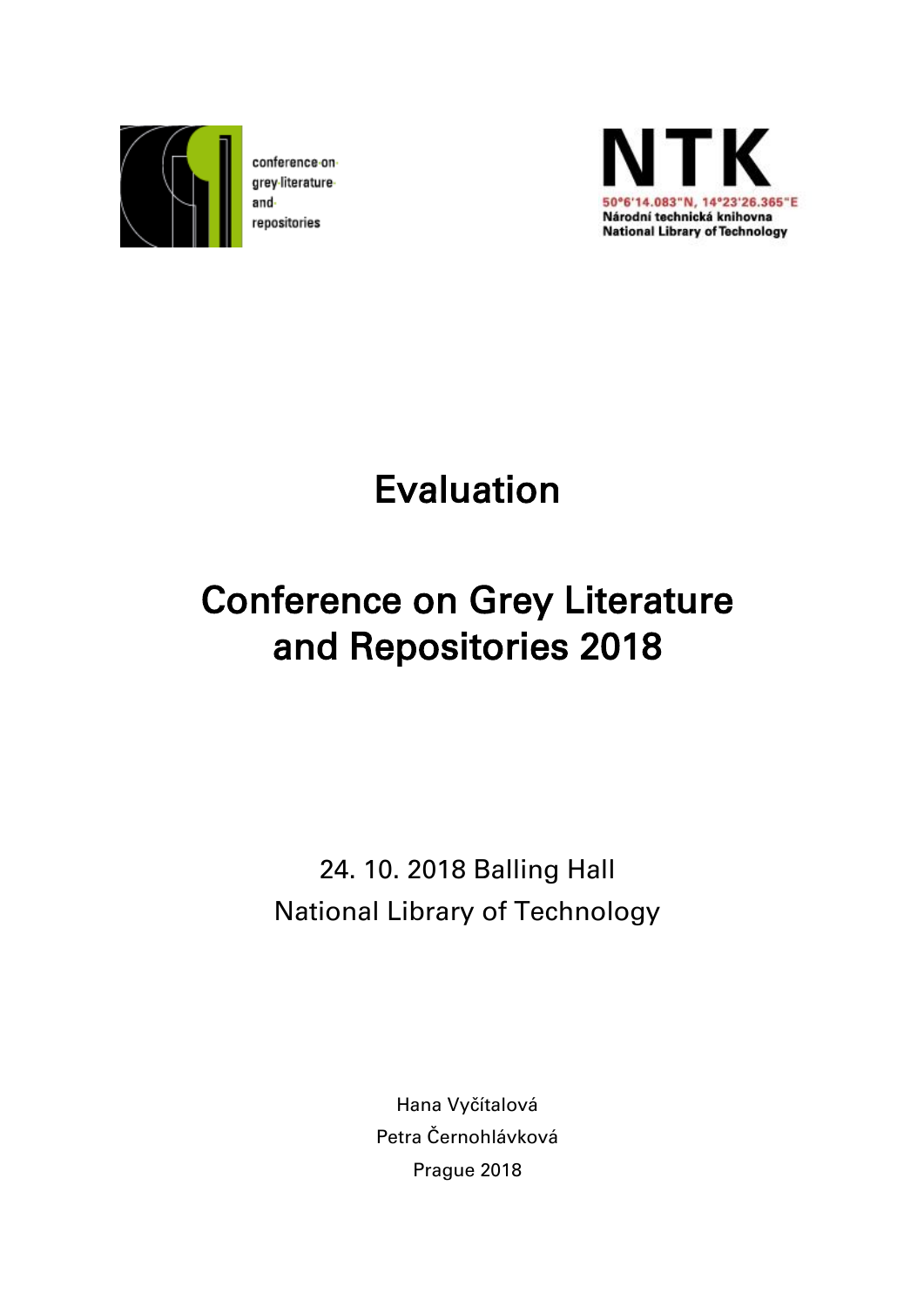conference on grey literature and repositories

NTK
50°6'14.083"N, 14°23'26.365"E
Národní technická knihovna
National Library of Technology

# Evaluation

# Conference on Grey Literature and Repositories 2018

24. 10. 2018 Balling Hall
National Library of Technology

Hana Vyčítalová
Petra Černohlávková
Prague 2018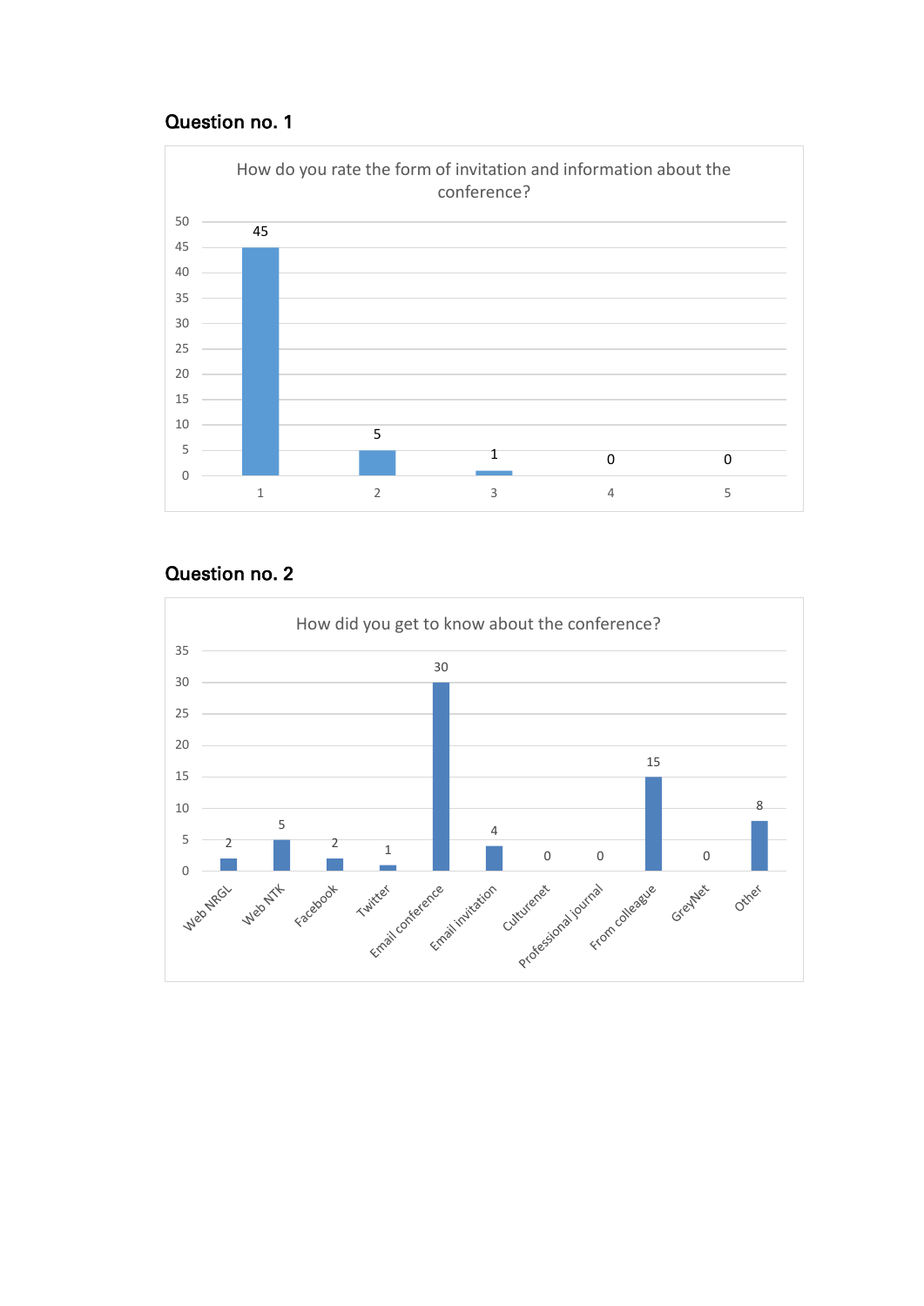## Question no. 1

How do you rate the form of invitation and information about the conference?

| Rating | Count |
| --- | --- |
| 1 | 45 |
| 2 | 5 |
| 3 | 1 |
| 4 | 0 |
| 5 | 0 |

## Question no. 2

How did you get to know about the conference?

| Source | Count |
| --- | --- |
| Web NRGL | 2 |
| Web NTK | 5 |
| Facebook | 2 |
| Twitter | 1 |
| Email conference | 30 |
| Email invitation | 4 |
| Culturenet | 0 |
| Professional journal | 0 |
| From colleague | 15 |
| GreyNet | 0 |
| Other | 8 |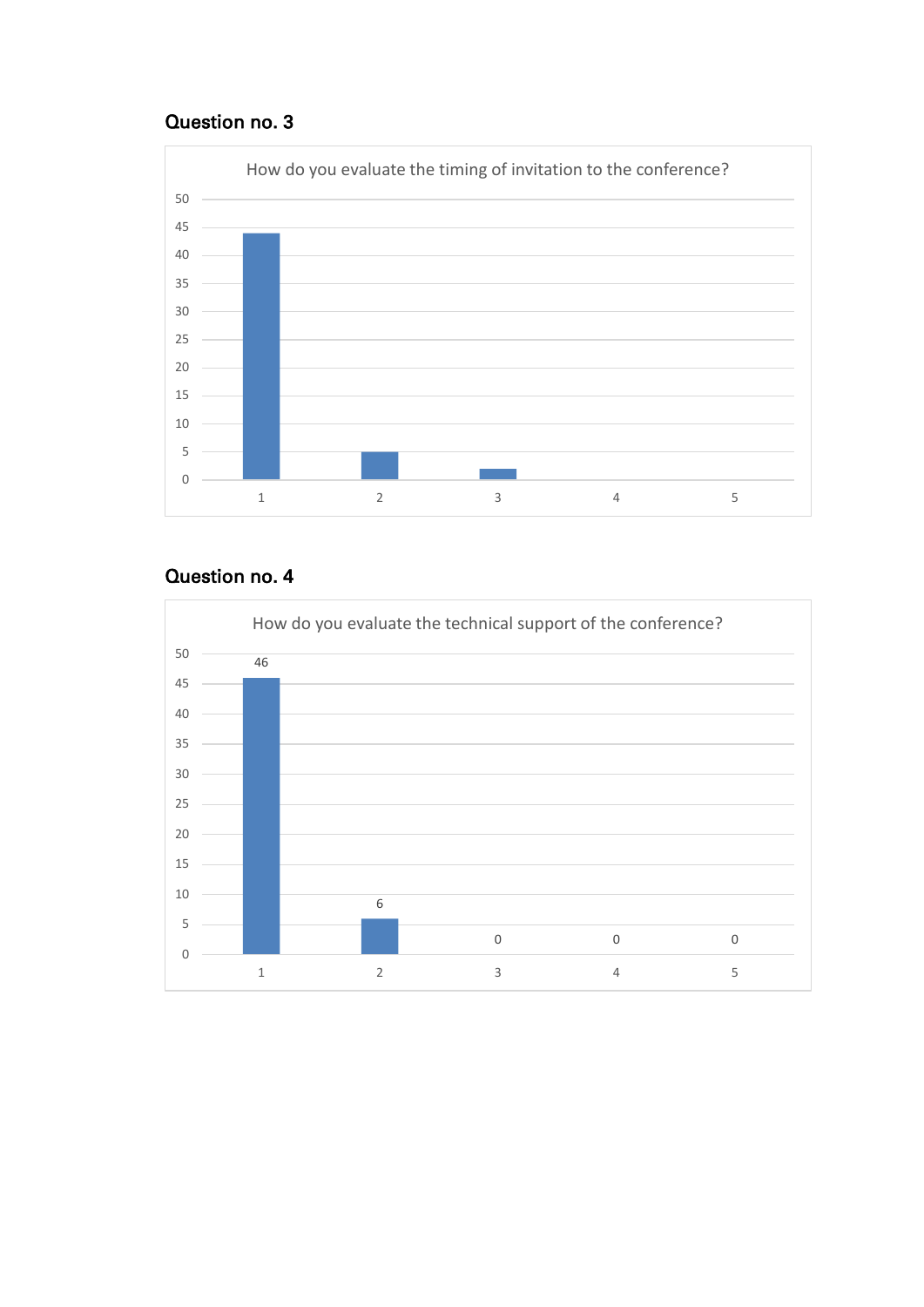## Question no. 3

How do you evaluate the timing of invitation to the conference?

| Rating | 1 | 2 | 3 | 4 | 5 |
|---|---|---|---|---|---|
| Responses | 44 | 5 | 2 | | |

## Question no. 4

How do you evaluate the technical support of the conference?

| Rating | 1 | 2 | 3 | 4 | 5 |
|---|---|---|---|---|---|
| Responses | 46 | 6 | 0 | 0 | 0 |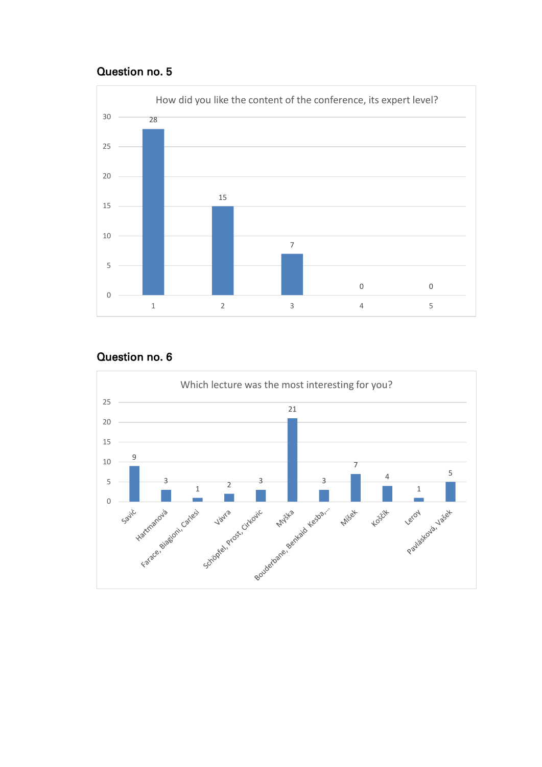## Question no. 5

How did you like the content of the conference, its expert level?

| Rating | 1 | 2 | 3 | 4 | 5 |
|---|---|---|---|---|---|
| Responses | 28 | 15 | 7 | 0 | 0 |

## Question no. 6

Which lecture was the most interesting for you?

| Lecture | Responses |
|---|---|
| Savić | 9 |
| Hartmanová | 3 |
| Farace, Biagioni, Carlesi | 1 |
| Vávra | 2 |
| Schöpfel, Prost, Cirkovic | 3 |
| Myška | 21 |
| Bouderbane, Benkaid Kesba,... | 3 |
| Míšek | 7 |
| Koščík | 4 |
| Leroy | 1 |
| Pavlásková, Vašek | 5 |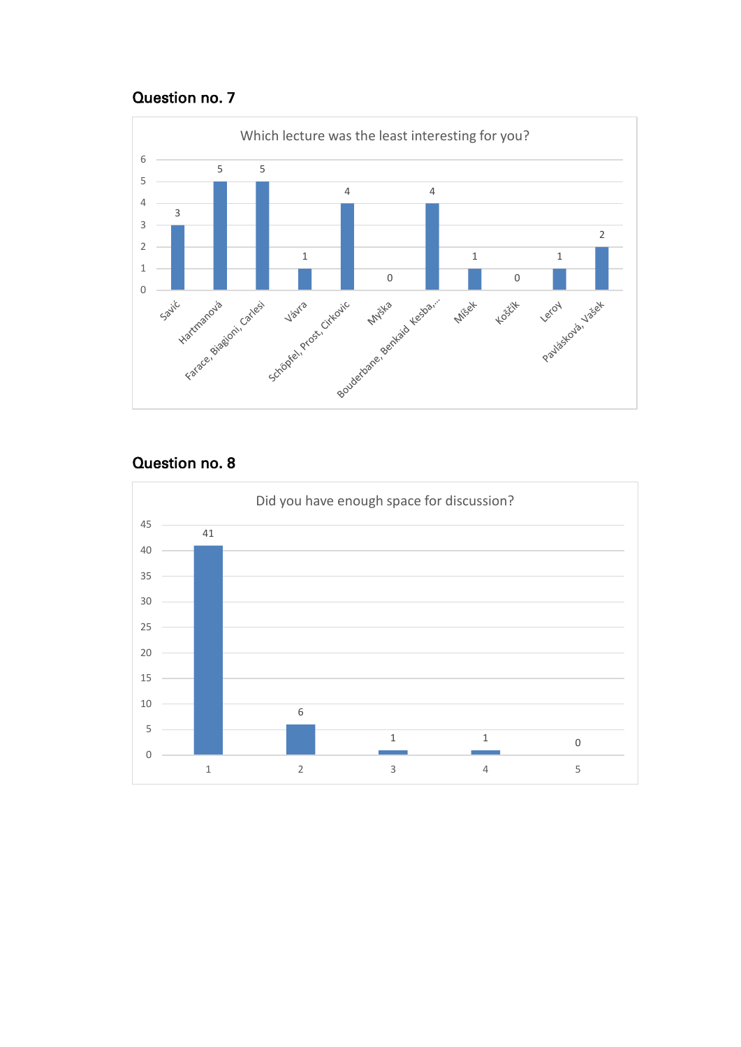## Question no. 7

Which lecture was the least interesting for you?

| Lecture | Count |
| --- | --- |
| Savić | 3 |
| Hartmanová | 5 |
| Farace, Biagioni, Carlesi | 5 |
| Vávra | 1 |
| Schöpfel, Prost, Cirkovic | 4 |
| Myška | 0 |
| Bouderbane, Benkaid Kesba,... | 4 |
| Míšek | 1 |
| Koščík | 0 |
| Leroy | 1 |
| Pavlásková, Vašek | 2 |

## Question no. 8

Did you have enough space for discussion?

| Rating | Count |
| --- | --- |
| 1 | 41 |
| 2 | 6 |
| 3 | 1 |
| 4 | 1 |
| 5 | 0 |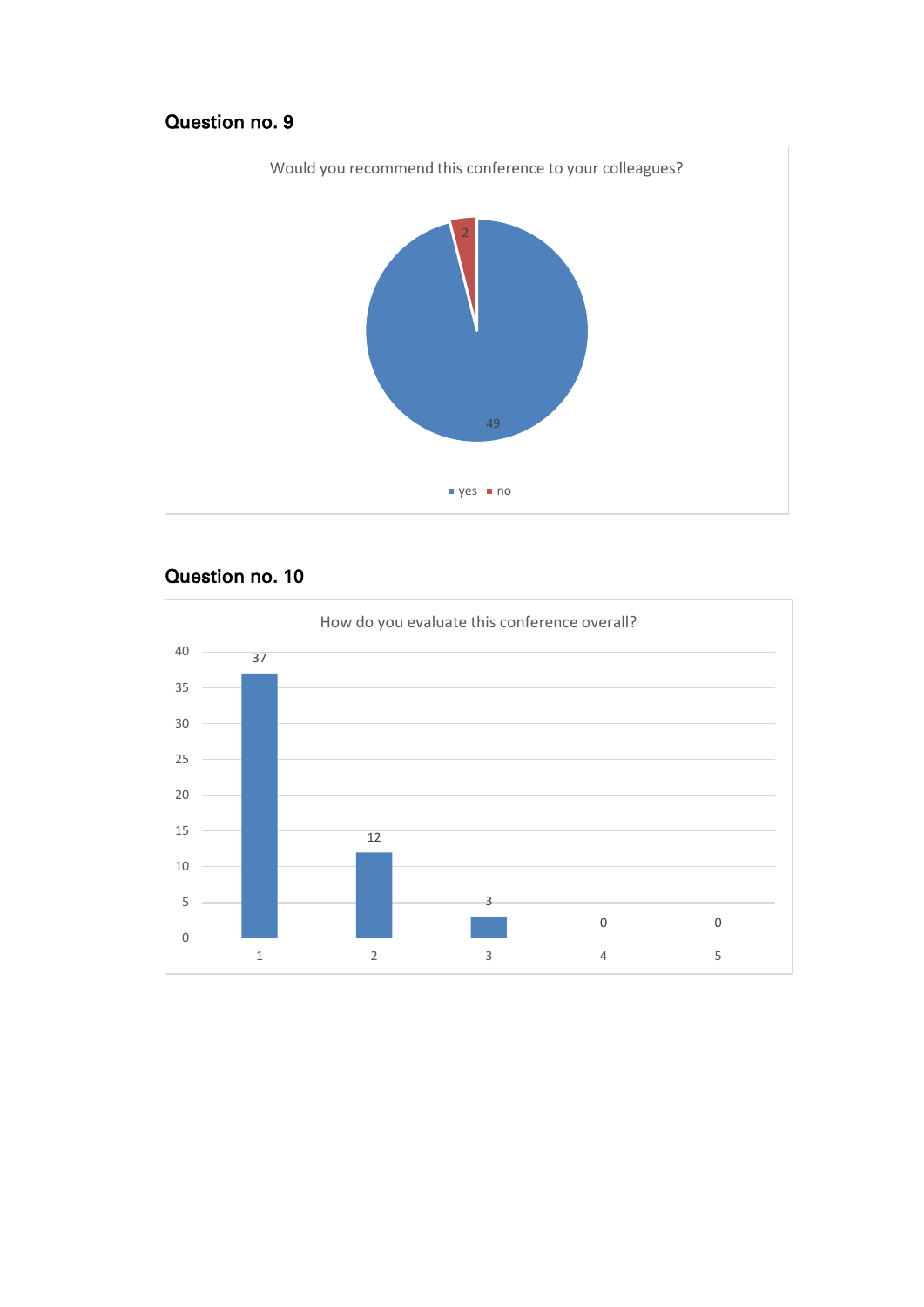## Question no. 9

Would you recommend this conference to your colleagues?

| Answer | Count |
|---|---|
| yes | 49 |
| no | 2 |

## Question no. 10

How do you evaluate this conference overall?

| Rating | Count |
|---|---|
| 1 | 37 |
| 2 | 12 |
| 3 | 3 |
| 4 | 0 |
| 5 | 0 |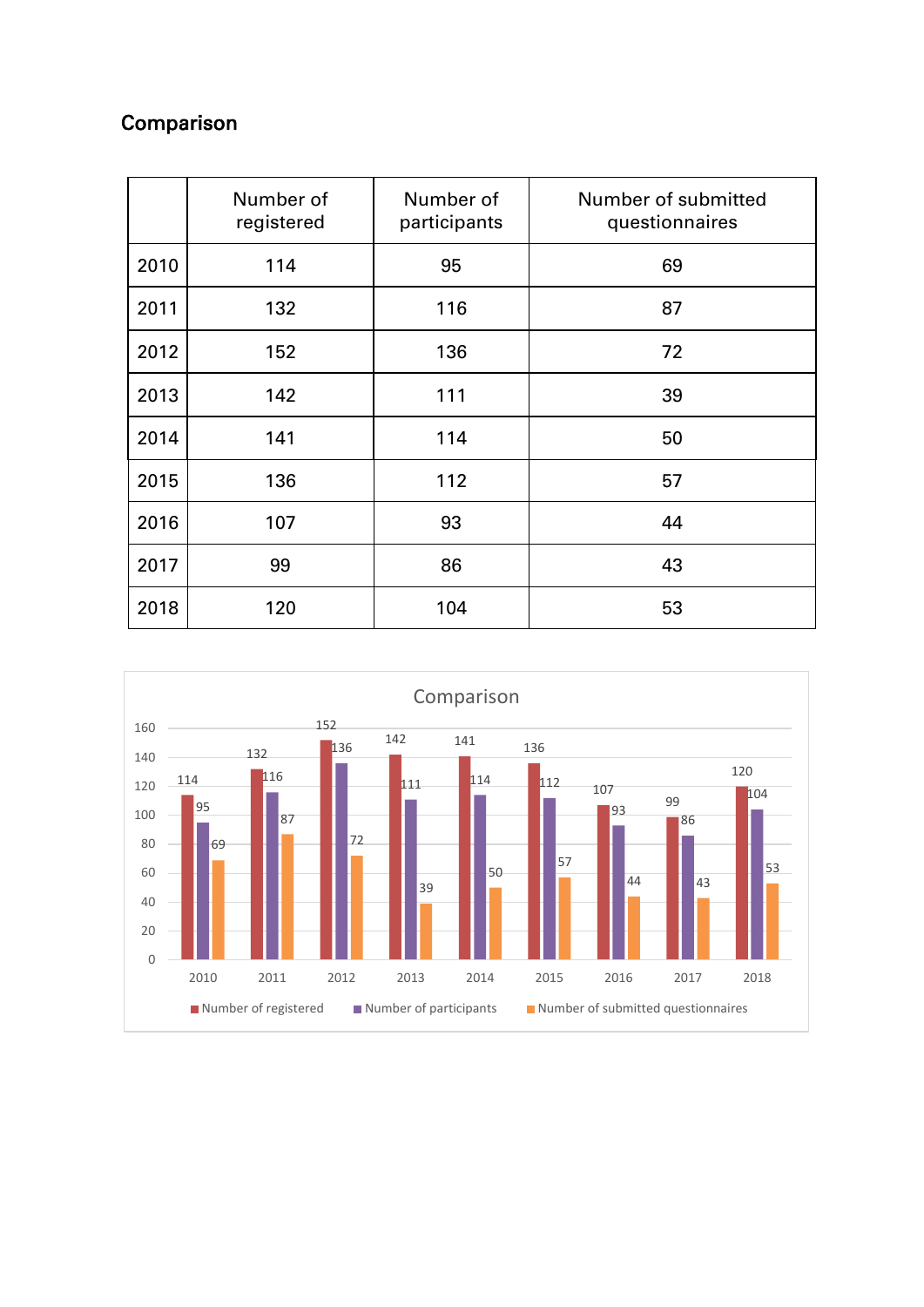## Comparison

| | Number of registered | Number of participants | Number of submitted questionnaires |
|---|---|---|---|
| 2010 | 114 | 95 | 69 |
| 2011 | 132 | 116 | 87 |
| 2012 | 152 | 136 | 72 |
| 2013 | 142 | 111 | 39 |
| 2014 | 141 | 114 | 50 |
| 2015 | 136 | 112 | 57 |
| 2016 | 107 | 93 | 44 |
| 2017 | 99 | 86 | 43 |
| 2018 | 120 | 104 | 53 |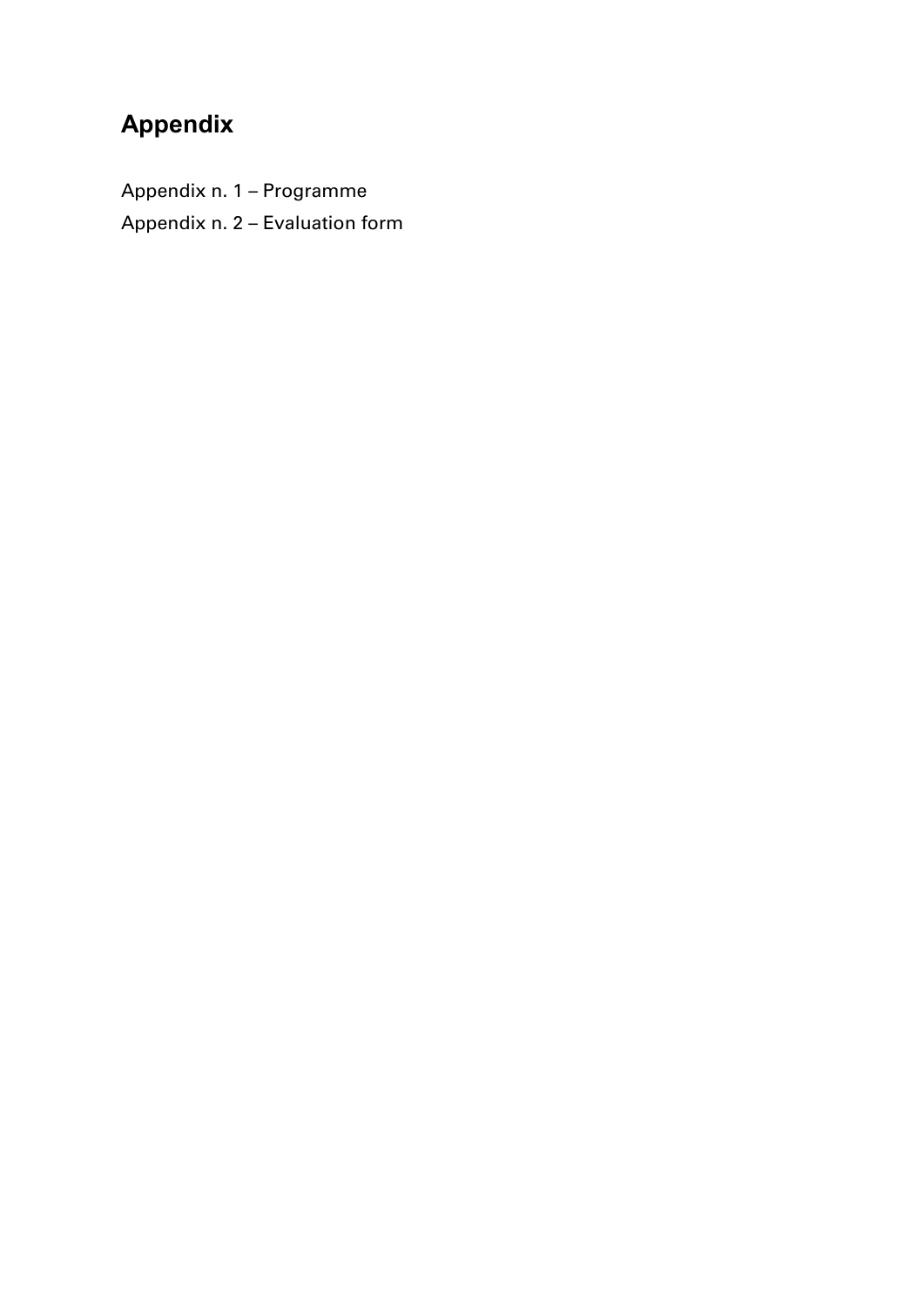# Appendix

Appendix n. 1 – Programme

Appendix n. 2 – Evaluation form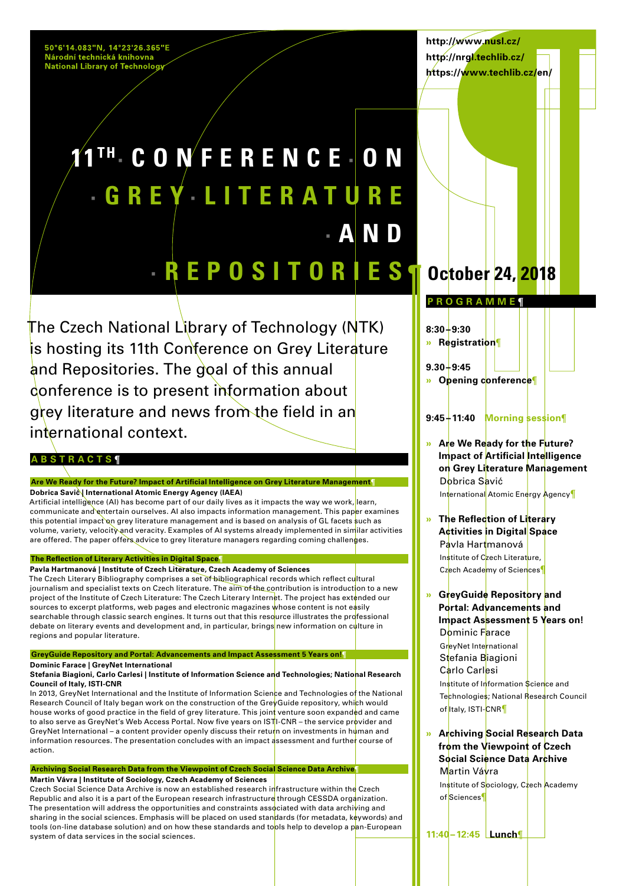50°6'14.083"N, 14°23'26.365"E
Národní technická knihovna
National Library of Technology

http://www.nusl.cz/
http://nrgl.techlib.cz/
https://www.techlib.cz/en/

# 11TH CONFERENCE ON GREY LITERATURE AND REPOSITORIES

## October 24, 2018

The Czech National Library of Technology (NTK) is hosting its 11th Conference on Grey Literature and Repositories. The goal of this annual conference is to present information about grey literature and news from the field in an international context.

## ABSTRACTS

### Are We Ready for the Future? Impact of Artificial Intelligence on Grey Literature Management

**Dobrica Savić | International Atomic Energy Agency (IAEA)**

Artificial intelligence (AI) has become part of our daily lives as it impacts the way we work, learn, communicate and entertain ourselves. AI also impacts information management. This paper examines this potential impact on grey literature management and is based on analysis of GL facets such as volume, variety, velocity and veracity. Examples of AI systems already implemented in similar activities are offered. The paper offers advice to grey literature managers regarding coming challenges.

### The Reflection of Literary Activities in Digital Space

**Pavla Hartmanová | Institute of Czech Literature, Czech Academy of Sciences**

The Czech Literary Bibliography comprises a set of bibliographical records which reflect cultural journalism and specialist texts on Czech literature. The aim of the contribution is introduction to a new project of the Institute of Czech Literature: The Czech Literary Internet. The project has extended our sources to excerpt platforms, web pages and electronic magazines whose content is not easily searchable through classic search engines. It turns out that this resource illustrates the professional debate on literary events and development and, in particular, brings new information on culture in regions and popular literature.

### GreyGuide Repository and Portal: Advancements and Impact Assessment 5 Years on!

**Dominic Farace | GreyNet International**
**Stefania Biagioni, Carlo Carlesi | Institute of Information Science and Technologies; National Research Council of Italy, ISTI-CNR**

In 2013, GreyNet International and the Institute of Information Science and Technologies of the National Research Council of Italy began work on the construction of the GreyGuide repository, which would house works of good practice in the field of grey literature. This joint venture soon expanded and came to also serve as GreyNet's Web Access Portal. Now five years on ISTI-CNR – the service provider and GreyNet International – a content provider openly discuss their return on investments in human and information resources. The presentation concludes with an impact assessment and further course of action.

### Archiving Social Research Data from the Viewpoint of Czech Social Science Data Archive

**Martin Vávra | Institute of Sociology, Czech Academy of Sciences**

Czech Social Science Data Archive is now an established research infrastructure within the Czech Republic and also it is a part of the European research infrastructure through CESSDA organization. The presentation will address the opportunities and constraints associated with data archiving and sharing in the social sciences. Emphasis will be placed on used standards (for metadata, keywords) and tools (on-line database solution) and on how these standards and tools help to develop a pan-European system of data services in the social sciences.

## PROGRAMME

**8:30–9:30**
» **Registration**

**9.30–9:45**
» **Opening conference**

**9:45–11:40** **Morning session**

» **Are We Ready for the Future? Impact of Artificial Intelligence on Grey Literature Management**
Dobrica Savić
International Atomic Energy Agency

» **The Reflection of Literary Activities in Digital Space**
Pavla Hartmanová
Institute of Czech Literature, Czech Academy of Sciences

» **GreyGuide Repository and Portal: Advancements and Impact Assessment 5 Years on!**
Dominic Farace
GreyNet International
Stefania Biagioni
Carlo Carlesi
Institute of Information Science and Technologies; National Research Council of Italy, ISTI-CNR

» **Archiving Social Research Data from the Viewpoint of Czech Social Science Data Archive**
Martin Vávra
Institute of Sociology, Czech Academy of Sciences

**11:40–12:45** **Lunch**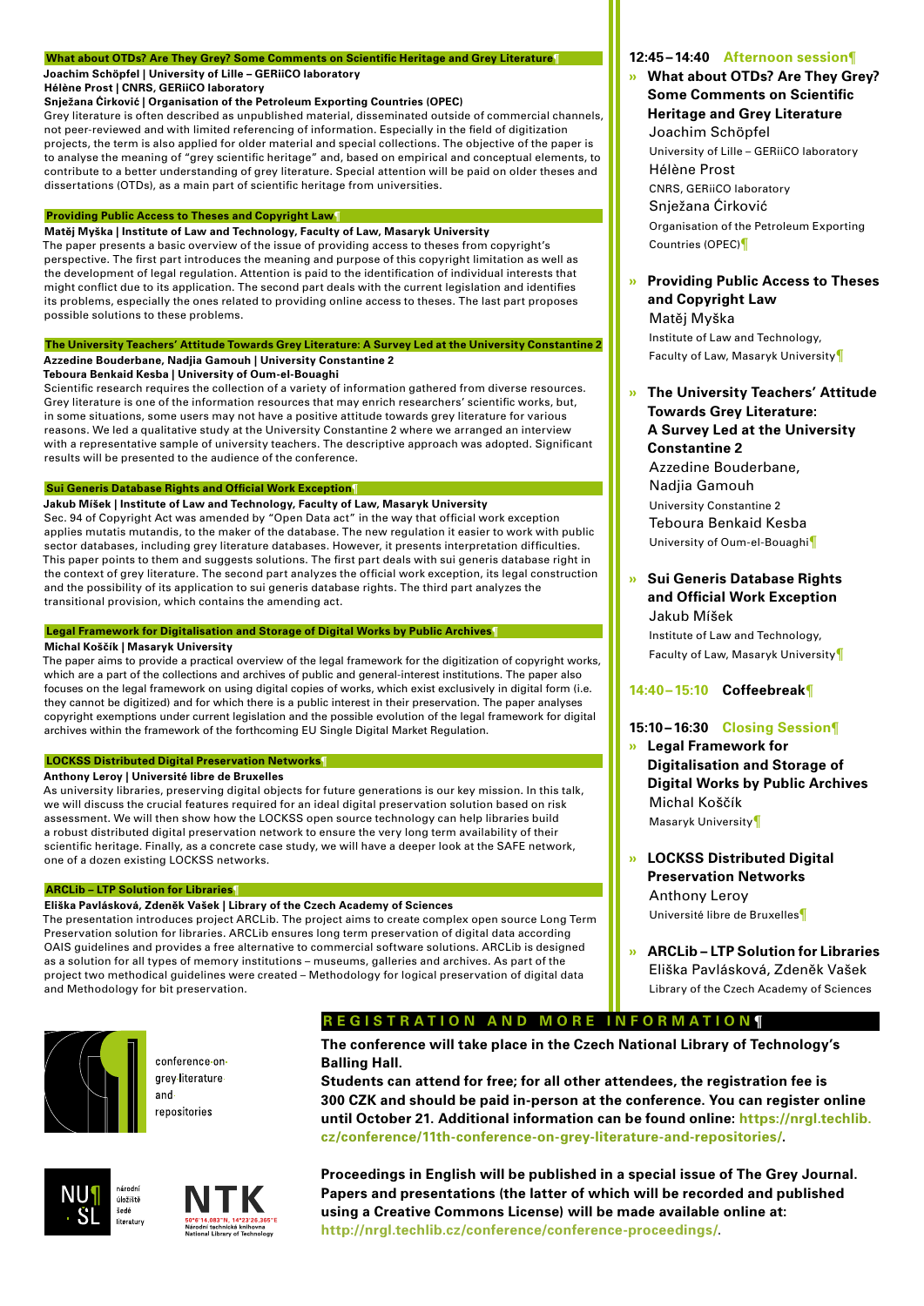### What about OTDs? Are They Grey? Some Comments on Scientific Heritage and Grey Literature

**Joachim Schöpfel | University of Lille – GERiiCO laboratory**
**Hélène Prost | CNRS, GERiiCO laboratory**
**Snježana Ćirković | Organisation of the Petroleum Exporting Countries (OPEC)**

Grey literature is often described as unpublished material, disseminated outside of commercial channels, not peer-reviewed and with limited referencing of information. Especially in the field of digitization projects, the term is also applied for older material and special collections. The objective of the paper is to analyse the meaning of "grey scientific heritage" and, based on empirical and conceptual elements, to contribute to a better understanding of grey literature. Special attention will be paid on older theses and dissertations (OTDs), as a main part of scientific heritage from universities.

### Providing Public Access to Theses and Copyright Law

**Matěj Myška | Institute of Law and Technology, Faculty of Law, Masaryk University**

The paper presents a basic overview of the issue of providing access to theses from copyright's perspective. The first part introduces the meaning and purpose of this copyright limitation as well as the development of legal regulation. Attention is paid to the identification of individual interests that might conflict due to its application. The second part deals with the current legislation and identifies its problems, especially the ones related to providing online access to theses. The last part proposes possible solutions to these problems.

### The University Teachers' Attitude Towards Grey Literature: A Survey Led at the University Constantine 2

**Azzedine Bouderbane, Nadjia Gamouh | University Constantine 2**
**Teboura Benkaid Kesba | University of Oum-el-Bouaghi**

Scientific research requires the collection of a variety of information gathered from diverse resources. Grey literature is one of the information resources that may enrich researchers' scientific works, but, in some situations, some users may not have a positive attitude towards grey literature for various reasons. We led a qualitative study at the University Constantine 2 where we arranged an interview with a representative sample of university teachers. The descriptive approach was adopted. Significant results will be presented to the audience of the conference.

### Sui Generis Database Rights and Official Work Exception

**Jakub Míšek | Institute of Law and Technology, Faculty of Law, Masaryk University**

Sec. 94 of Copyright Act was amended by "Open Data act" in the way that official work exception applies mutatis mutandis, to the maker of the database. The new regulation it easier to work with public sector databases, including grey literature databases. However, it presents interpretation difficulties. This paper points to them and suggests solutions. The first part deals with sui generis database right in the context of grey literature. The second part analyzes the official work exception, its legal construction and the possibility of its application to sui generis database rights. The third part analyzes the transitional provision, which contains the amending act.

### Legal Framework for Digitalisation and Storage of Digital Works by Public Archives

**Michal Koščík | Masaryk University**

The paper aims to provide a practical overview of the legal framework for the digitization of copyright works, which are a part of the collections and archives of public and general-interest institutions. The paper also focuses on the legal framework on using digital copies of works, which exist exclusively in digital form (i.e. they cannot be digitized) and for which there is a public interest in their preservation. The paper analyses copyright exemptions under current legislation and the possible evolution of the legal framework for digital archives within the framework of the forthcoming EU Single Digital Market Regulation.

### LOCKSS Distributed Digital Preservation Networks

**Anthony Leroy | Université libre de Bruxelles**

As university libraries, preserving digital objects for future generations is our key mission. In this talk, we will discuss the crucial features required for an ideal digital preservation solution based on risk assessment. We will then show how the LOCKSS open source technology can help libraries build a robust distributed digital preservation network to ensure the very long term availability of their scientific heritage. Finally, as a concrete case study, we will have a deeper look at the SAFE network, one of a dozen existing LOCKSS networks.

### ARCLib – LTP Solution for Libraries

**Eliška Pavlásková, Zdeněk Vašek | Library of the Czech Academy of Sciences**

The presentation introduces project ARCLib. The project aims to create complex open source Long Term Preservation solution for libraries. ARCLib ensures long term preservation of digital data according OAIS guidelines and provides a free alternative to commercial software solutions. ARCLib is designed as a solution for all types of memory institutions – museums, galleries and archives. As part of the project two methodical guidelines were created – Methodology for logical preservation of digital data and Methodology for bit preservation.

## 12:45 – 14:40 Afternoon session

» **What about OTDs? Are They Grey? Some Comments on Scientific Heritage and Grey Literature**
Joachim Schöpfel
University of Lille – GERiiCO laboratory
Hélène Prost
CNRS, GERiiCO laboratory
Snježana Ćirković
Organisation of the Petroleum Exporting Countries (OPEC)

» **Providing Public Access to Theses and Copyright Law**
Matěj Myška
Institute of Law and Technology, Faculty of Law, Masaryk University

» **The University Teachers' Attitude Towards Grey Literature: A Survey Led at the University Constantine 2**
Azzedine Bouderbane, Nadjia Gamouh
University Constantine 2
Teboura Benkaid Kesba
University of Oum-el-Bouaghi

» **Sui Generis Database Rights and Official Work Exception**
Jakub Míšek
Institute of Law and Technology, Faculty of Law, Masaryk University

## 14:40 – 15:10 Coffeebreak

## 15:10 – 16:30 Closing Session

» **Legal Framework for Digitalisation and Storage of Digital Works by Public Archives**
Michal Koščík
Masaryk University

» **LOCKSS Distributed Digital Preservation Networks**
Anthony Leroy
Université libre de Bruxelles

» **ARCLib – LTP Solution for Libraries**
Eliška Pavlásková, Zdeněk Vašek
Library of the Czech Academy of Sciences

## REGISTRATION AND MORE INFORMATION

**The conference will take place in the Czech National Library of Technology's Balling Hall.**

**Students can attend for free; for all other attendees, the registration fee is 300 CZK and should be paid in-person at the conference. You can register online until October 21. Additional information can be found online: https://nrgl.techlib.cz/conference/11th-conference-on-grey-literature-and-repositories/.**

**Proceedings in English will be published in a special issue of The Grey Journal. Papers and presentations (the latter of which will be recorded and published using a Creative Commons License) will be made available online at: http://nrgl.techlib.cz/conference/conference-proceedings/.**

conference on grey literature and repositories

NUŠL národní úložiště šedé literatury

NTK 50°6'14.083"N, 14°23'26.365"E Národní technická knihovna National Library of Technology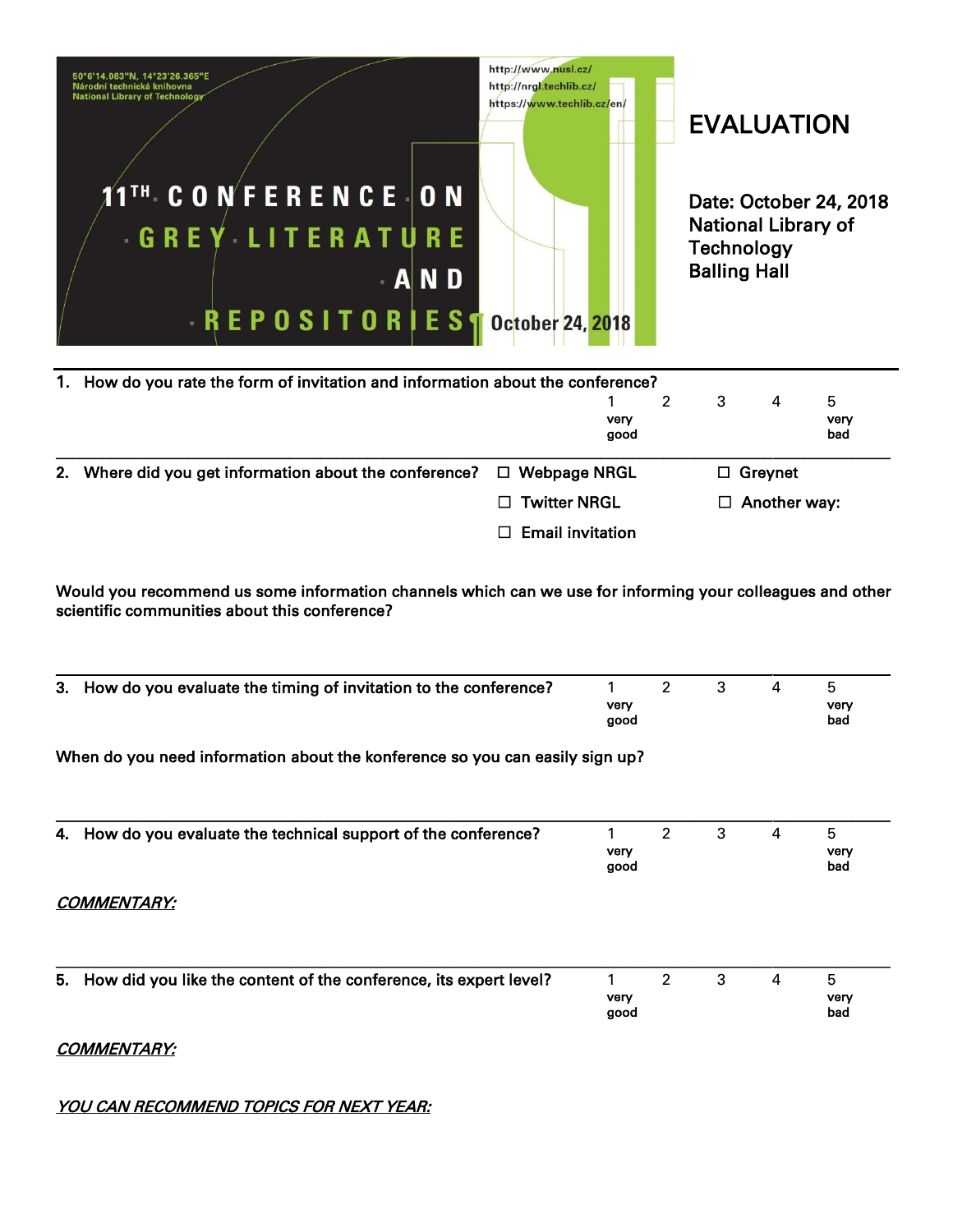50°6'14.083"N, 14°23'26.365"E
Národní technická knihovna
National Library of Technology

http://www.nusl.cz/
http://nrgl.techlib.cz/
https://www.techlib.cz/en/

# 11TH CONFERENCE ON GREY LITERATURE AND REPOSITORIES

October 24, 2018

# EVALUATION

Date: October 24, 2018
National Library of Technology
Balling Hall

---

1. How do you rate the form of invitation and information about the conference?

| 1 very good | 2 | 3 | 4 | 5 very bad |
|---|---|---|---|---|

---

2. Where did you get information about the conference?

- ☐ Webpage NRGL
- ☐ Twitter NRGL
- ☐ Email invitation
- ☐ Greynet
- ☐ Another way:

Would you recommend us some information channels which can we use for informing your colleagues and other scientific communities about this conference?

---

3. How do you evaluate the timing of invitation to the conference?

| 1 very good | 2 | 3 | 4 | 5 very bad |
|---|---|---|---|---|

When do you need information about the konference so you can easily sign up?

---

4. How do you evaluate the technical support of the conference?

| 1 very good | 2 | 3 | 4 | 5 very bad |
|---|---|---|---|---|

*COMMENTARY:*

---

5. How did you like the content of the conference, its expert level?

| 1 very good | 2 | 3 | 4 | 5 very bad |
|---|---|---|---|---|

*COMMENTARY:*

*YOU CAN RECOMMEND TOPICS FOR NEXT YEAR:*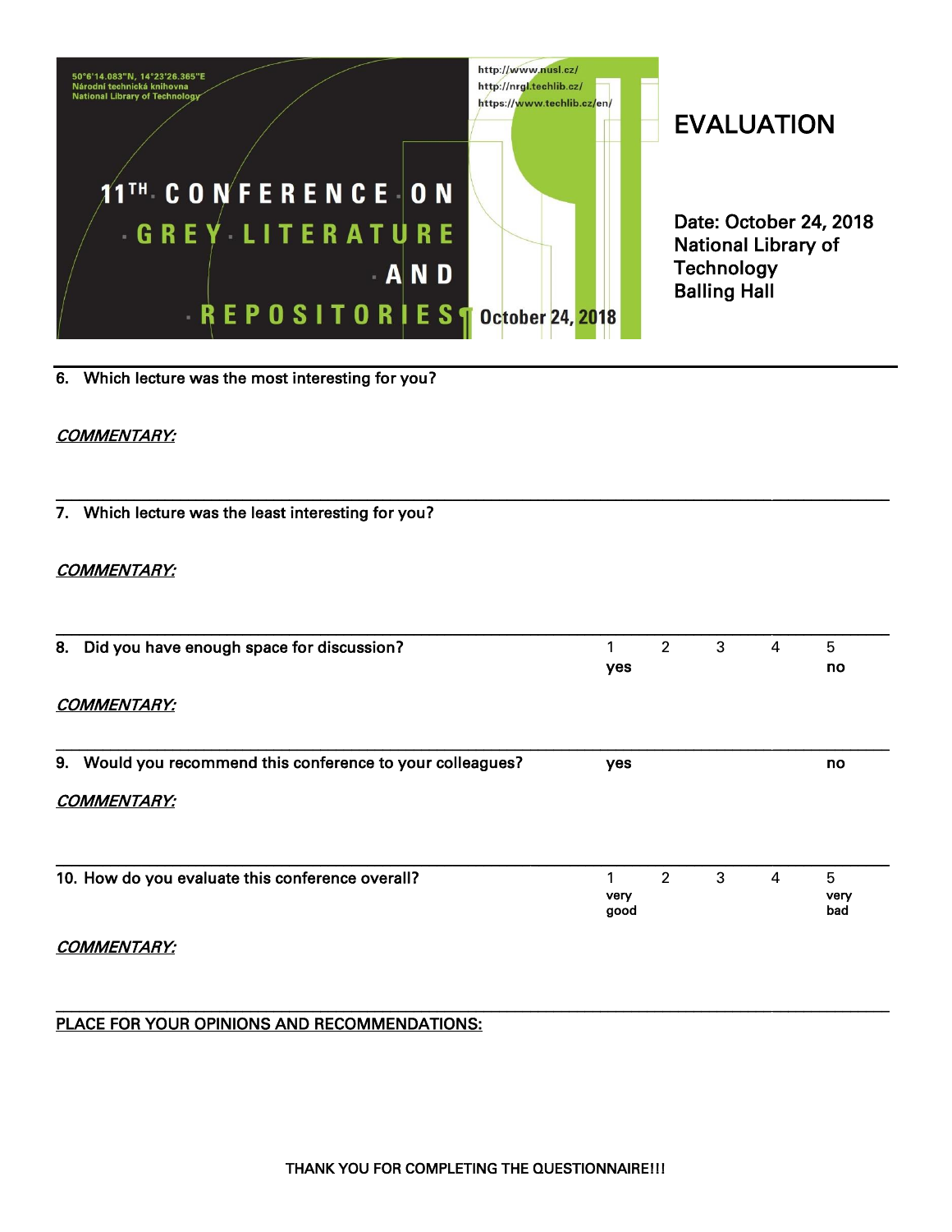50°6'14.083"N, 14°23'26.365"E
Národní technická knihovna
National Library of Technology

http://www.nusl.cz/
http://nrgl.techlib.cz/
https://www.techlib.cz/en/

11TH CONFERENCE ON GREY LITERATURE AND REPOSITORIES

October 24, 2018

# EVALUATION

**Date: October 24, 2018**
**National Library of Technology**
**Balling Hall**

---

6. Which lecture was the most interesting for you?

*COMMENTARY:*

---

7. Which lecture was the least interesting for you?

*COMMENTARY:*

---

8. Did you have enough space for discussion?

| 1 | 2 | 3 | 4 | 5 |
|---|---|---|---|---|
| yes | | | | no |

*COMMENTARY:*

---

9. Would you recommend this conference to your colleagues?

yes no

*COMMENTARY:*

---

10. How do you evaluate this conference overall?

| 1 | 2 | 3 | 4 | 5 |
|---|---|---|---|---|
| very good | | | | very bad |

*COMMENTARY:*

---

PLACE FOR YOUR OPINIONS AND RECOMMENDATIONS:

THANK YOU FOR COMPLETING THE QUESTIONNAIRE!!!